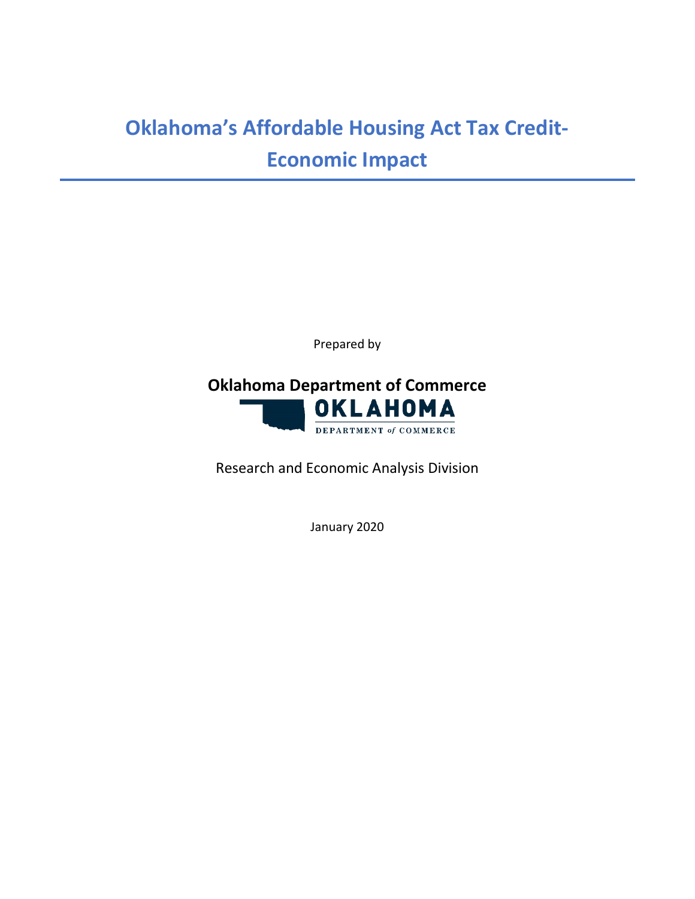# Oklahoma's Affordable Housing Act Tax Credit- Economic Impact

Prepared by

**Oklahoma Department of Commerce**

OKLAHOMA
DEPARTMENT *of* COMMERCE

Research and Economic Analysis Division

January 2020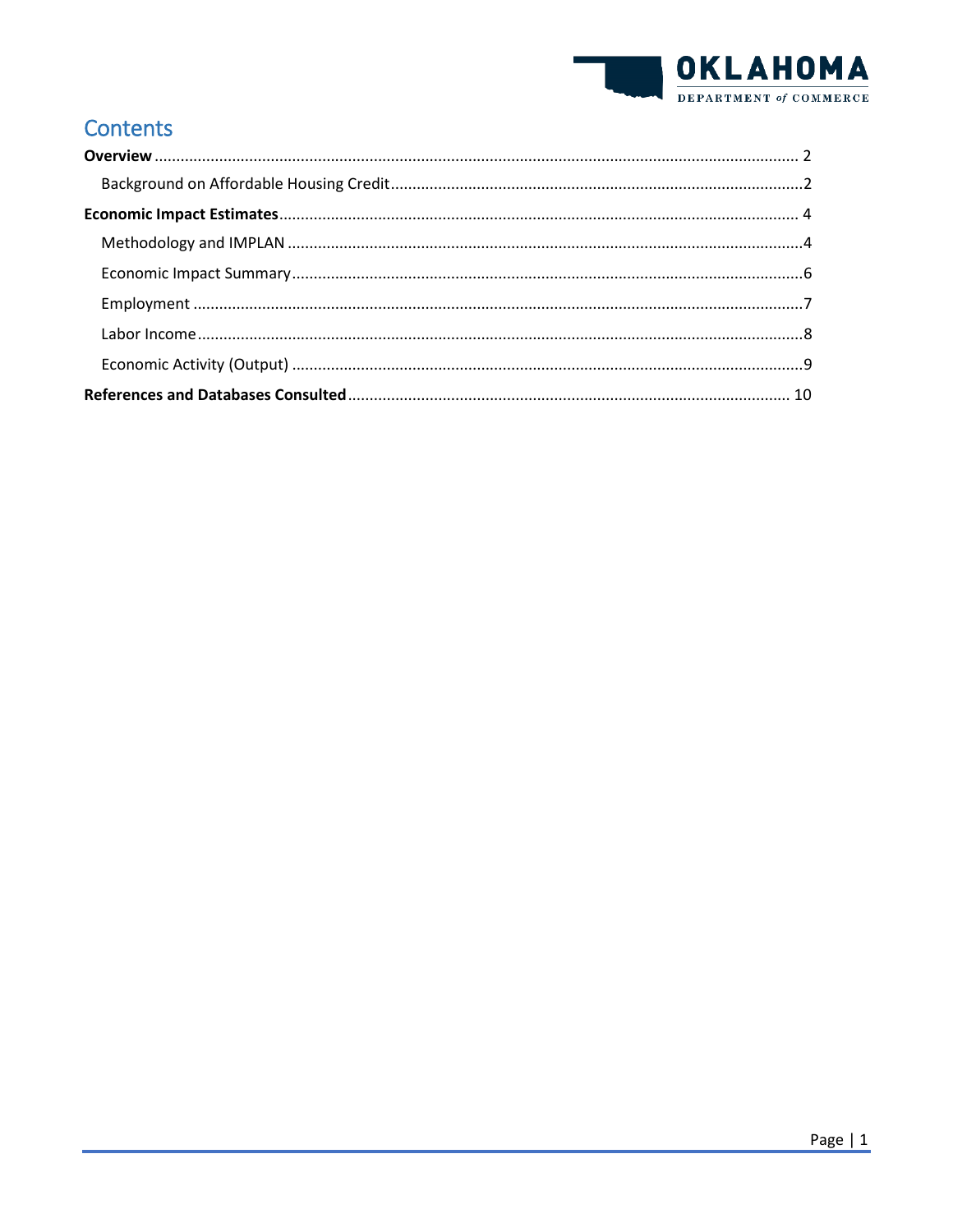# Contents

**Overview** .......... 2

- Background on Affordable Housing Credit .......... 2

**Economic Impact Estimates** .......... 4

- Methodology and IMPLAN .......... 4
- Economic Impact Summary .......... 6
- Employment .......... 7
- Labor Income .......... 8
- Economic Activity (Output) .......... 9

**References and Databases Consulted** .......... 10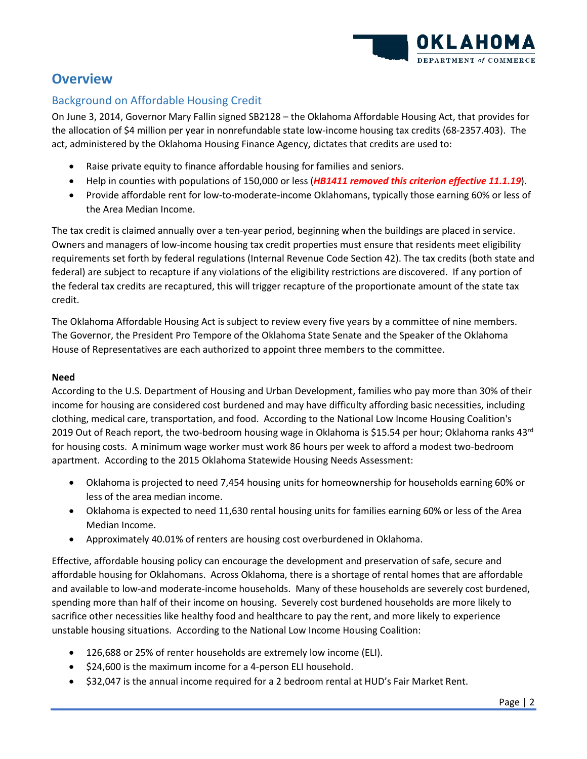# Overview

## Background on Affordable Housing Credit

On June 3, 2014, Governor Mary Fallin signed SB2128 – the Oklahoma Affordable Housing Act, that provides for the allocation of $4 million per year in nonrefundable state low-income housing tax credits (68-2357.403). The act, administered by the Oklahoma Housing Finance Agency, dictates that credits are used to:

- Raise private equity to finance affordable housing for families and seniors.
- Help in counties with populations of 150,000 or less (***HB1411 removed this criterion effective 11.1.19***).
- Provide affordable rent for low-to-moderate-income Oklahomans, typically those earning 60% or less of the Area Median Income.

The tax credit is claimed annually over a ten-year period, beginning when the buildings are placed in service. Owners and managers of low-income housing tax credit properties must ensure that residents meet eligibility requirements set forth by federal regulations (Internal Revenue Code Section 42). The tax credits (both state and federal) are subject to recapture if any violations of the eligibility restrictions are discovered. If any portion of the federal tax credits are recaptured, this will trigger recapture of the proportionate amount of the state tax credit.

The Oklahoma Affordable Housing Act is subject to review every five years by a committee of nine members. The Governor, the President Pro Tempore of the Oklahoma State Senate and the Speaker of the Oklahoma House of Representatives are each authorized to appoint three members to the committee.

**Need**

According to the U.S. Department of Housing and Urban Development, families who pay more than 30% of their income for housing are considered cost burdened and may have difficulty affording basic necessities, including clothing, medical care, transportation, and food. According to the National Low Income Housing Coalition's 2019 Out of Reach report, the two-bedroom housing wage in Oklahoma is $15.54 per hour; Oklahoma ranks 43rd for housing costs. A minimum wage worker must work 86 hours per week to afford a modest two-bedroom apartment. According to the 2015 Oklahoma Statewide Housing Needs Assessment:

- Oklahoma is projected to need 7,454 housing units for homeownership for households earning 60% or less of the area median income.
- Oklahoma is expected to need 11,630 rental housing units for families earning 60% or less of the Area Median Income.
- Approximately 40.01% of renters are housing cost overburdened in Oklahoma.

Effective, affordable housing policy can encourage the development and preservation of safe, secure and affordable housing for Oklahomans. Across Oklahoma, there is a shortage of rental homes that are affordable and available to low-and moderate-income households. Many of these households are severely cost burdened, spending more than half of their income on housing. Severely cost burdened households are more likely to sacrifice other necessities like healthy food and healthcare to pay the rent, and more likely to experience unstable housing situations. According to the National Low Income Housing Coalition:

- 126,688 or 25% of renter households are extremely low income (ELI).
- $24,600 is the maximum income for a 4-person ELI household.
- $32,047 is the annual income required for a 2 bedroom rental at HUD's Fair Market Rent.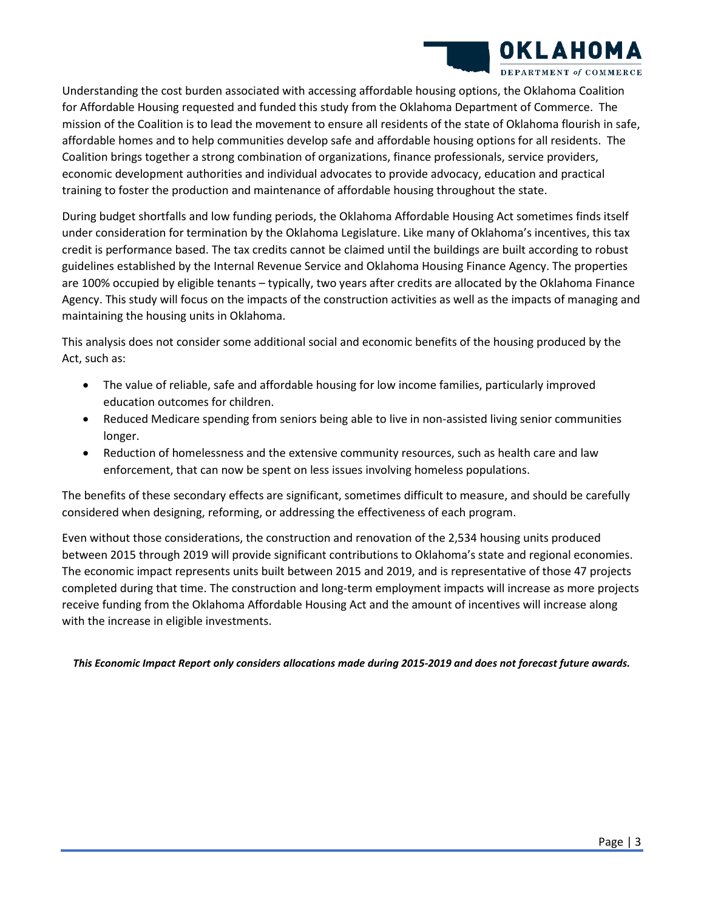Understanding the cost burden associated with accessing affordable housing options, the Oklahoma Coalition for Affordable Housing requested and funded this study from the Oklahoma Department of Commerce. The mission of the Coalition is to lead the movement to ensure all residents of the state of Oklahoma flourish in safe, affordable homes and to help communities develop safe and affordable housing options for all residents. The Coalition brings together a strong combination of organizations, finance professionals, service providers, economic development authorities and individual advocates to provide advocacy, education and practical training to foster the production and maintenance of affordable housing throughout the state.

During budget shortfalls and low funding periods, the Oklahoma Affordable Housing Act sometimes finds itself under consideration for termination by the Oklahoma Legislature. Like many of Oklahoma's incentives, this tax credit is performance based. The tax credits cannot be claimed until the buildings are built according to robust guidelines established by the Internal Revenue Service and Oklahoma Housing Finance Agency. The properties are 100% occupied by eligible tenants – typically, two years after credits are allocated by the Oklahoma Finance Agency. This study will focus on the impacts of the construction activities as well as the impacts of managing and maintaining the housing units in Oklahoma.

This analysis does not consider some additional social and economic benefits of the housing produced by the Act, such as:

- The value of reliable, safe and affordable housing for low income families, particularly improved education outcomes for children.
- Reduced Medicare spending from seniors being able to live in non-assisted living senior communities longer.
- Reduction of homelessness and the extensive community resources, such as health care and law enforcement, that can now be spent on less issues involving homeless populations.

The benefits of these secondary effects are significant, sometimes difficult to measure, and should be carefully considered when designing, reforming, or addressing the effectiveness of each program.

Even without those considerations, the construction and renovation of the 2,534 housing units produced between 2015 through 2019 will provide significant contributions to Oklahoma's state and regional economies. The economic impact represents units built between 2015 and 2019, and is representative of those 47 projects completed during that time. The construction and long-term employment impacts will increase as more projects receive funding from the Oklahoma Affordable Housing Act and the amount of incentives will increase along with the increase in eligible investments.

***This Economic Impact Report only considers allocations made during 2015-2019 and does not forecast future awards.***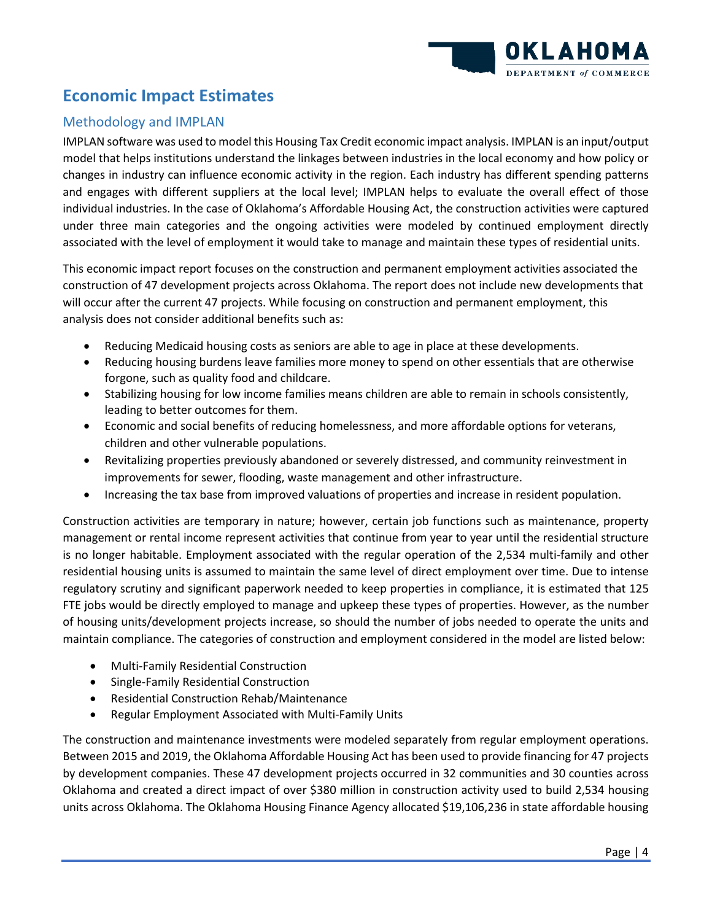# Economic Impact Estimates

## Methodology and IMPLAN

IMPLAN software was used to model this Housing Tax Credit economic impact analysis. IMPLAN is an input/output model that helps institutions understand the linkages between industries in the local economy and how policy or changes in industry can influence economic activity in the region. Each industry has different spending patterns and engages with different suppliers at the local level; IMPLAN helps to evaluate the overall effect of those individual industries. In the case of Oklahoma's Affordable Housing Act, the construction activities were captured under three main categories and the ongoing activities were modeled by continued employment directly associated with the level of employment it would take to manage and maintain these types of residential units.

This economic impact report focuses on the construction and permanent employment activities associated the construction of 47 development projects across Oklahoma. The report does not include new developments that will occur after the current 47 projects. While focusing on construction and permanent employment, this analysis does not consider additional benefits such as:

- Reducing Medicaid housing costs as seniors are able to age in place at these developments.
- Reducing housing burdens leave families more money to spend on other essentials that are otherwise forgone, such as quality food and childcare.
- Stabilizing housing for low income families means children are able to remain in schools consistently, leading to better outcomes for them.
- Economic and social benefits of reducing homelessness, and more affordable options for veterans, children and other vulnerable populations.
- Revitalizing properties previously abandoned or severely distressed, and community reinvestment in improvements for sewer, flooding, waste management and other infrastructure.
- Increasing the tax base from improved valuations of properties and increase in resident population.

Construction activities are temporary in nature; however, certain job functions such as maintenance, property management or rental income represent activities that continue from year to year until the residential structure is no longer habitable. Employment associated with the regular operation of the 2,534 multi-family and other residential housing units is assumed to maintain the same level of direct employment over time. Due to intense regulatory scrutiny and significant paperwork needed to keep properties in compliance, it is estimated that 125 FTE jobs would be directly employed to manage and upkeep these types of properties. However, as the number of housing units/development projects increase, so should the number of jobs needed to operate the units and maintain compliance. The categories of construction and employment considered in the model are listed below:

- Multi-Family Residential Construction
- Single-Family Residential Construction
- Residential Construction Rehab/Maintenance
- Regular Employment Associated with Multi-Family Units

The construction and maintenance investments were modeled separately from regular employment operations. Between 2015 and 2019, the Oklahoma Affordable Housing Act has been used to provide financing for 47 projects by development companies. These 47 development projects occurred in 32 communities and 30 counties across Oklahoma and created a direct impact of over $380 million in construction activity used to build 2,534 housing units across Oklahoma. The Oklahoma Housing Finance Agency allocated $19,106,236 in state affordable housing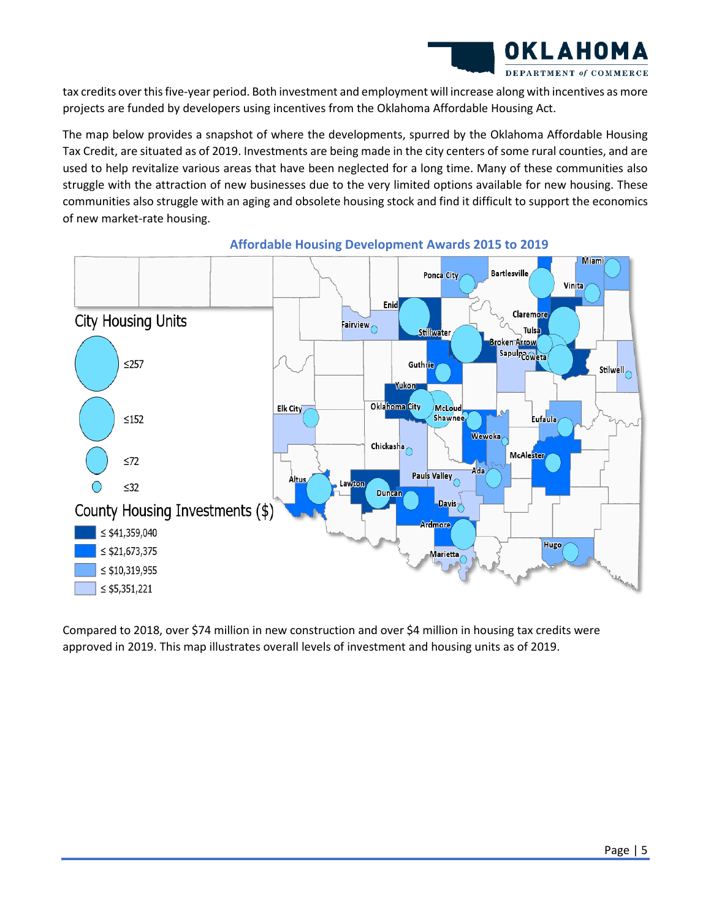tax credits over this five-year period. Both investment and employment will increase along with incentives as more projects are funded by developers using incentives from the Oklahoma Affordable Housing Act.

The map below provides a snapshot of where the developments, spurred by the Oklahoma Affordable Housing Tax Credit, are situated as of 2019. Investments are being made in the city centers of some rural counties, and are used to help revitalize various areas that have been neglected for a long time. Many of these communities also struggle with the attraction of new businesses due to the very limited options available for new housing. These communities also struggle with an aging and obsolete housing stock and find it difficult to support the economics of new market-rate housing.

**Affordable Housing Development Awards 2015 to 2019**

Compared to 2018, over $74 million in new construction and over $4 million in housing tax credits were approved in 2019. This map illustrates overall levels of investment and housing units as of 2019.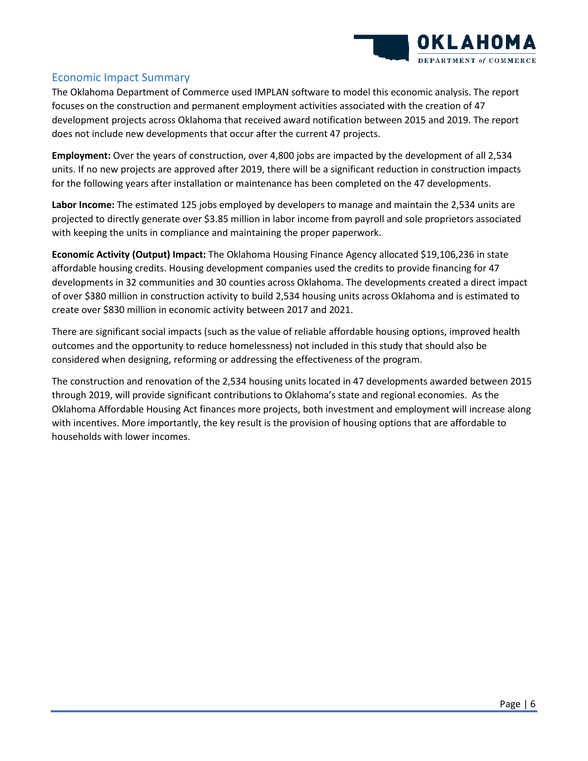## Economic Impact Summary

The Oklahoma Department of Commerce used IMPLAN software to model this economic analysis. The report focuses on the construction and permanent employment activities associated with the creation of 47 development projects across Oklahoma that received award notification between 2015 and 2019. The report does not include new developments that occur after the current 47 projects.

**Employment:** Over the years of construction, over 4,800 jobs are impacted by the development of all 2,534 units. If no new projects are approved after 2019, there will be a significant reduction in construction impacts for the following years after installation or maintenance has been completed on the 47 developments.

**Labor Income:** The estimated 125 jobs employed by developers to manage and maintain the 2,534 units are projected to directly generate over $3.85 million in labor income from payroll and sole proprietors associated with keeping the units in compliance and maintaining the proper paperwork.

**Economic Activity (Output) Impact:** The Oklahoma Housing Finance Agency allocated $19,106,236 in state affordable housing credits. Housing development companies used the credits to provide financing for 47 developments in 32 communities and 30 counties across Oklahoma. The developments created a direct impact of over $380 million in construction activity to build 2,534 housing units across Oklahoma and is estimated to create over $830 million in economic activity between 2017 and 2021.

There are significant social impacts (such as the value of reliable affordable housing options, improved health outcomes and the opportunity to reduce homelessness) not included in this study that should also be considered when designing, reforming or addressing the effectiveness of the program.

The construction and renovation of the 2,534 housing units located in 47 developments awarded between 2015 through 2019, will provide significant contributions to Oklahoma's state and regional economies. As the Oklahoma Affordable Housing Act finances more projects, both investment and employment will increase along with incentives. More importantly, the key result is the provision of housing options that are affordable to households with lower incomes.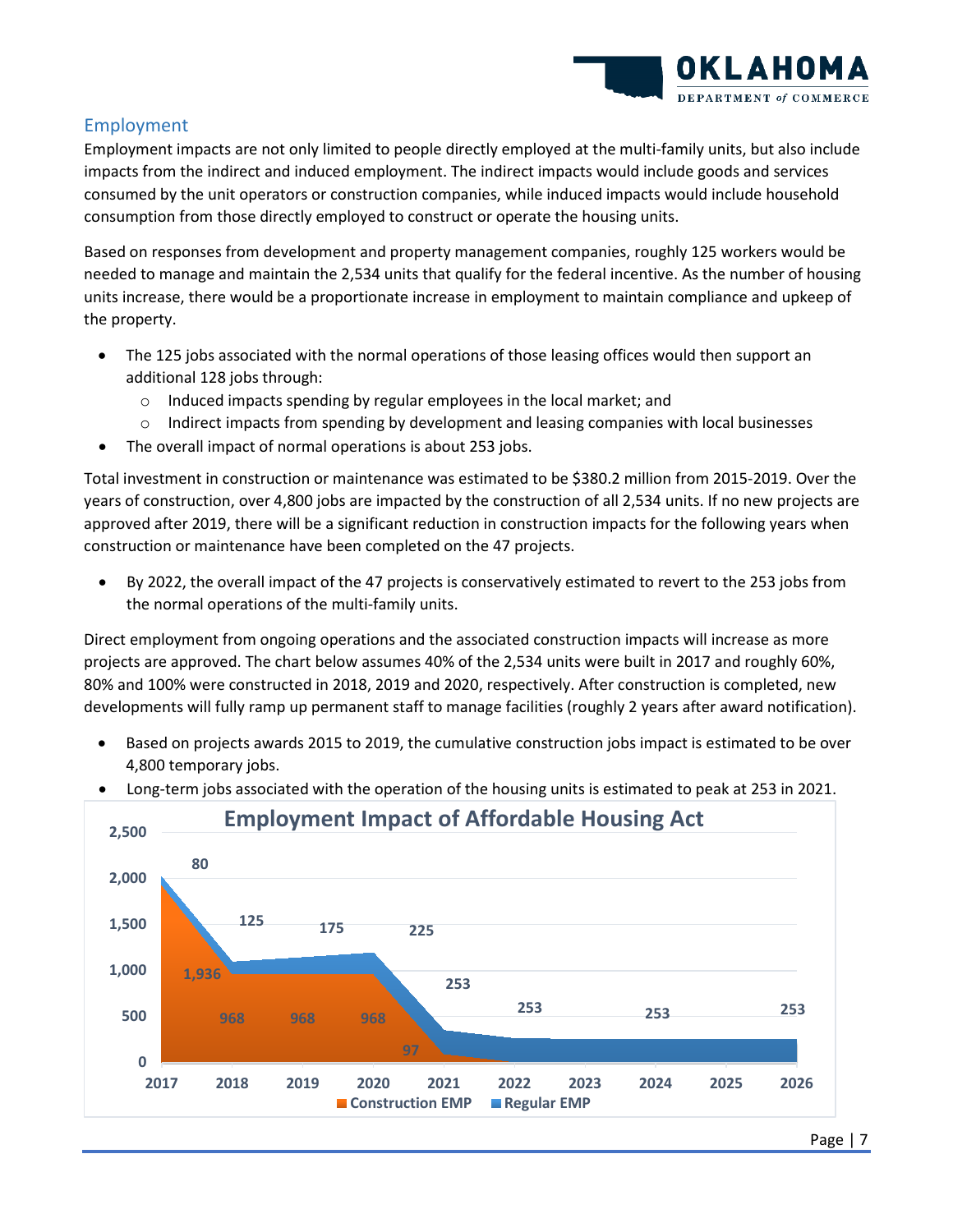## Employment

Employment impacts are not only limited to people directly employed at the multi-family units, but also include impacts from the indirect and induced employment. The indirect impacts would include goods and services consumed by the unit operators or construction companies, while induced impacts would include household consumption from those directly employed to construct or operate the housing units.

Based on responses from development and property management companies, roughly 125 workers would be needed to manage and maintain the 2,534 units that qualify for the federal incentive. As the number of housing units increase, there would be a proportionate increase in employment to maintain compliance and upkeep of the property.

- The 125 jobs associated with the normal operations of those leasing offices would then support an additional 128 jobs through:
  - Induced impacts spending by regular employees in the local market; and
  - Indirect impacts from spending by development and leasing companies with local businesses
- The overall impact of normal operations is about 253 jobs.

Total investment in construction or maintenance was estimated to be $380.2 million from 2015-2019. Over the years of construction, over 4,800 jobs are impacted by the construction of all 2,534 units. If no new projects are approved after 2019, there will be a significant reduction in construction impacts for the following years when construction or maintenance have been completed on the 47 projects.

- By 2022, the overall impact of the 47 projects is conservatively estimated to revert to the 253 jobs from the normal operations of the multi-family units.

Direct employment from ongoing operations and the associated construction impacts will increase as more projects are approved. The chart below assumes 40% of the 2,534 units were built in 2017 and roughly 60%, 80% and 100% were constructed in 2018, 2019 and 2020, respectively. After construction is completed, new developments will fully ramp up permanent staff to manage facilities (roughly 2 years after award notification).

- Based on projects awards 2015 to 2019, the cumulative construction jobs impact is estimated to be over 4,800 temporary jobs.
- Long-term jobs associated with the operation of the housing units is estimated to peak at 253 in 2021.

**Employment Impact of Affordable Housing Act**

| Year | Construction EMP | Regular EMP |
|---|---|---|
| 2017 | 1,936 | 80 |
| 2018 | 968 | 125 |
| 2019 | 968 | 175 |
| 2020 | 968 | 225 |
| 2021 | 97 | 253 |
| 2022 | | 253 |
| 2024 | | 253 |
| 2026 | | 253 |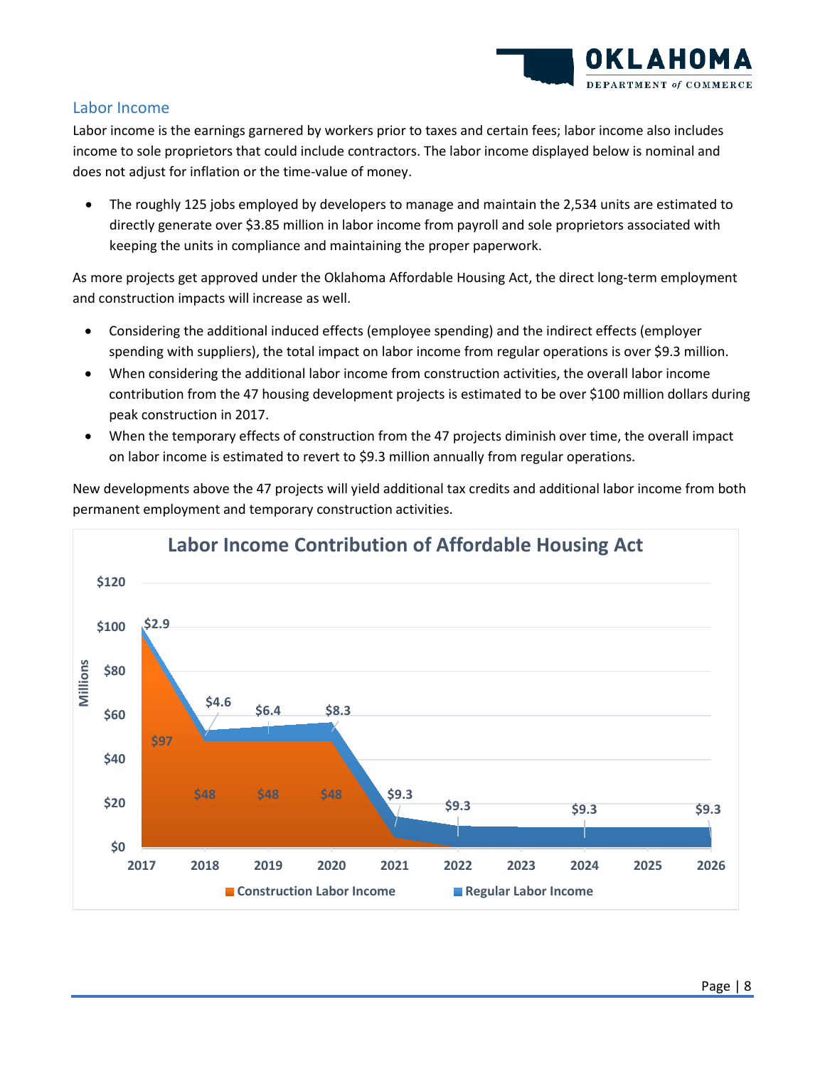## Labor Income

Labor income is the earnings garnered by workers prior to taxes and certain fees; labor income also includes income to sole proprietors that could include contractors. The labor income displayed below is nominal and does not adjust for inflation or the time-value of money.

- The roughly 125 jobs employed by developers to manage and maintain the 2,534 units are estimated to directly generate over $3.85 million in labor income from payroll and sole proprietors associated with keeping the units in compliance and maintaining the proper paperwork.

As more projects get approved under the Oklahoma Affordable Housing Act, the direct long-term employment and construction impacts will increase as well.

- Considering the additional induced effects (employee spending) and the indirect effects (employer spending with suppliers), the total impact on labor income from regular operations is over $9.3 million.
- When considering the additional labor income from construction activities, the overall labor income contribution from the 47 housing development projects is estimated to be over $100 million dollars during peak construction in 2017.
- When the temporary effects of construction from the 47 projects diminish over time, the overall impact on labor income is estimated to revert to $9.3 million annually from regular operations.

New developments above the 47 projects will yield additional tax credits and additional labor income from both permanent employment and temporary construction activities.

**Labor Income Contribution of Affordable Housing Act**

| Year | Construction Labor Income (Millions) | Regular Labor Income (Millions) |
|---|---|---|
| 2017 | $97 | $2.9 |
| 2018 | $48 | $4.6 |
| 2019 | $48 | $6.4 |
| 2020 | $48 | $8.3 |
| 2021 | | $9.3 |
| 2022 | | $9.3 |
| 2024 | | $9.3 |
| 2026 | | $9.3 |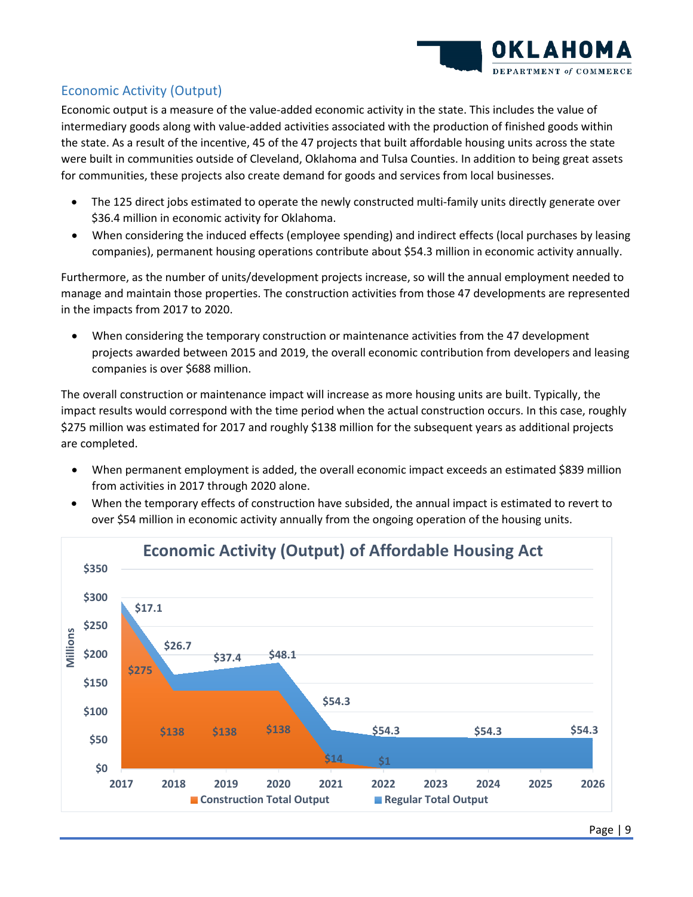## Economic Activity (Output)

Economic output is a measure of the value-added economic activity in the state. This includes the value of intermediary goods along with value-added activities associated with the production of finished goods within the state. As a result of the incentive, 45 of the 47 projects that built affordable housing units across the state were built in communities outside of Cleveland, Oklahoma and Tulsa Counties. In addition to being great assets for communities, these projects also create demand for goods and services from local businesses.

- The 125 direct jobs estimated to operate the newly constructed multi-family units directly generate over $36.4 million in economic activity for Oklahoma.
- When considering the induced effects (employee spending) and indirect effects (local purchases by leasing companies), permanent housing operations contribute about $54.3 million in economic activity annually.

Furthermore, as the number of units/development projects increase, so will the annual employment needed to manage and maintain those properties. The construction activities from those 47 developments are represented in the impacts from 2017 to 2020.

- When considering the temporary construction or maintenance activities from the 47 development projects awarded between 2015 and 2019, the overall economic contribution from developers and leasing companies is over $688 million.

The overall construction or maintenance impact will increase as more housing units are built. Typically, the impact results would correspond with the time period when the actual construction occurs. In this case, roughly $275 million was estimated for 2017 and roughly $138 million for the subsequent years as additional projects are completed.

- When permanent employment is added, the overall economic impact exceeds an estimated $839 million from activities in 2017 through 2020 alone.
- When the temporary effects of construction have subsided, the annual impact is estimated to revert to over $54 million in economic activity annually from the ongoing operation of the housing units.

**Economic Activity (Output) of Affordable Housing Act** (Millions)

| Year | Construction Total Output | Regular Total Output |
|---|---|---|
| 2017 | $275 | $17.1 |
| 2018 | $138 | $26.7 |
| 2019 | $138 | $37.4 |
| 2020 | $138 | $48.1 |
| 2021 | $14 | $54.3 |
| 2022 | $1 | $54.3 |
| 2024 | | $54.3 |
| 2026 | | $54.3 |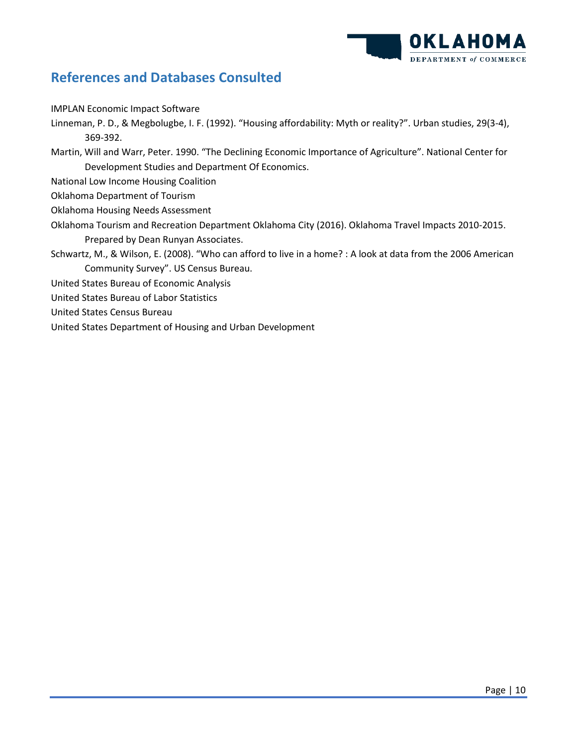## References and Databases Consulted

IMPLAN Economic Impact Software

Linneman, P. D., & Megbolugbe, I. F. (1992). "Housing affordability: Myth or reality?". Urban studies, 29(3-4), 369-392.

Martin, Will and Warr, Peter. 1990. "The Declining Economic Importance of Agriculture". National Center for Development Studies and Department Of Economics.

National Low Income Housing Coalition

Oklahoma Department of Tourism

Oklahoma Housing Needs Assessment

Oklahoma Tourism and Recreation Department Oklahoma City (2016). Oklahoma Travel Impacts 2010-2015. Prepared by Dean Runyan Associates.

Schwartz, M., & Wilson, E. (2008). "Who can afford to live in a home? : A look at data from the 2006 American Community Survey". US Census Bureau.

United States Bureau of Economic Analysis

United States Bureau of Labor Statistics

United States Census Bureau

United States Department of Housing and Urban Development